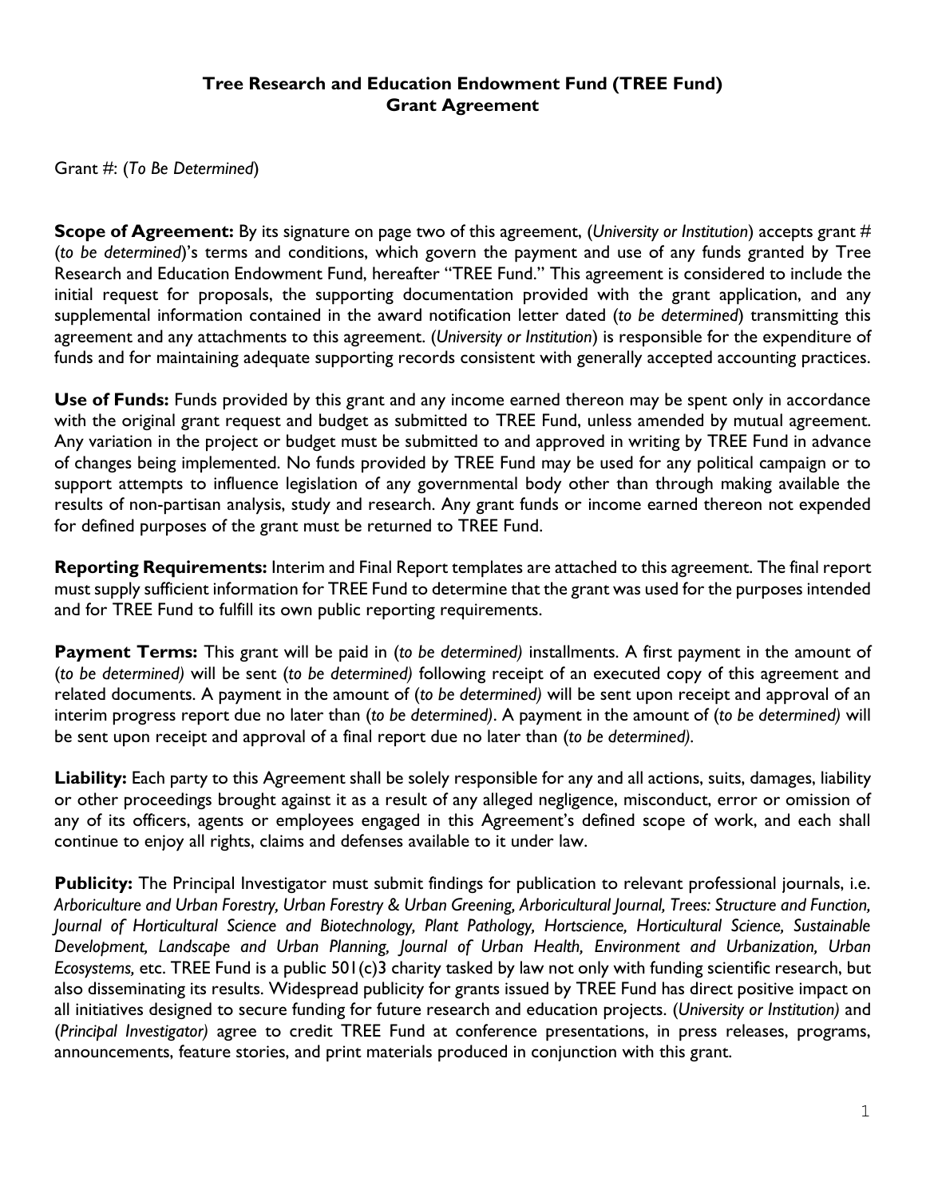**Tree Research and Education Endowment Fund (TREE Fund)**
**Grant Agreement**

Grant #: (*To Be Determined*)

**Scope of Agreement:** By its signature on page two of this agreement, (*University or Institution*) accepts grant # (*to be determined*)'s terms and conditions, which govern the payment and use of any funds granted by Tree Research and Education Endowment Fund, hereafter "TREE Fund." This agreement is considered to include the initial request for proposals, the supporting documentation provided with the grant application, and any supplemental information contained in the award notification letter dated (*to be determined*) transmitting this agreement and any attachments to this agreement. (*University or Institution*) is responsible for the expenditure of funds and for maintaining adequate supporting records consistent with generally accepted accounting practices.

**Use of Funds:** Funds provided by this grant and any income earned thereon may be spent only in accordance with the original grant request and budget as submitted to TREE Fund, unless amended by mutual agreement. Any variation in the project or budget must be submitted to and approved in writing by TREE Fund in advance of changes being implemented. No funds provided by TREE Fund may be used for any political campaign or to support attempts to influence legislation of any governmental body other than through making available the results of non-partisan analysis, study and research. Any grant funds or income earned thereon not expended for defined purposes of the grant must be returned to TREE Fund.

**Reporting Requirements:** Interim and Final Report templates are attached to this agreement. The final report must supply sufficient information for TREE Fund to determine that the grant was used for the purposes intended and for TREE Fund to fulfill its own public reporting requirements.

**Payment Terms:** This grant will be paid in (*to be determined)* installments. A first payment in the amount of (*to be determined)* will be sent (*to be determined)* following receipt of an executed copy of this agreement and related documents. A payment in the amount of (*to be determined)* will be sent upon receipt and approval of an interim progress report due no later than (*to be determined)*. A payment in the amount of (*to be determined)* will be sent upon receipt and approval of a final report due no later than (*to be determined).*

**Liability:** Each party to this Agreement shall be solely responsible for any and all actions, suits, damages, liability or other proceedings brought against it as a result of any alleged negligence, misconduct, error or omission of any of its officers, agents or employees engaged in this Agreement's defined scope of work, and each shall continue to enjoy all rights, claims and defenses available to it under law.

**Publicity:** The Principal Investigator must submit findings for publication to relevant professional journals, i.e. *Arboriculture and Urban Forestry, Urban Forestry & Urban Greening, Arboricultural Journal, Trees: Structure and Function, Journal of Horticultural Science and Biotechnology, Plant Pathology, Hortscience, Horticultural Science, Sustainable Development, Landscape and Urban Planning, Journal of Urban Health, Environment and Urbanization, Urban Ecosystems,* etc. TREE Fund is a public 501(c)3 charity tasked by law not only with funding scientific research, but also disseminating its results. Widespread publicity for grants issued by TREE Fund has direct positive impact on all initiatives designed to secure funding for future research and education projects. (*University or Institution)* and (*Principal Investigator)* agree to credit TREE Fund at conference presentations, in press releases, programs, announcements, feature stories, and print materials produced in conjunction with this grant.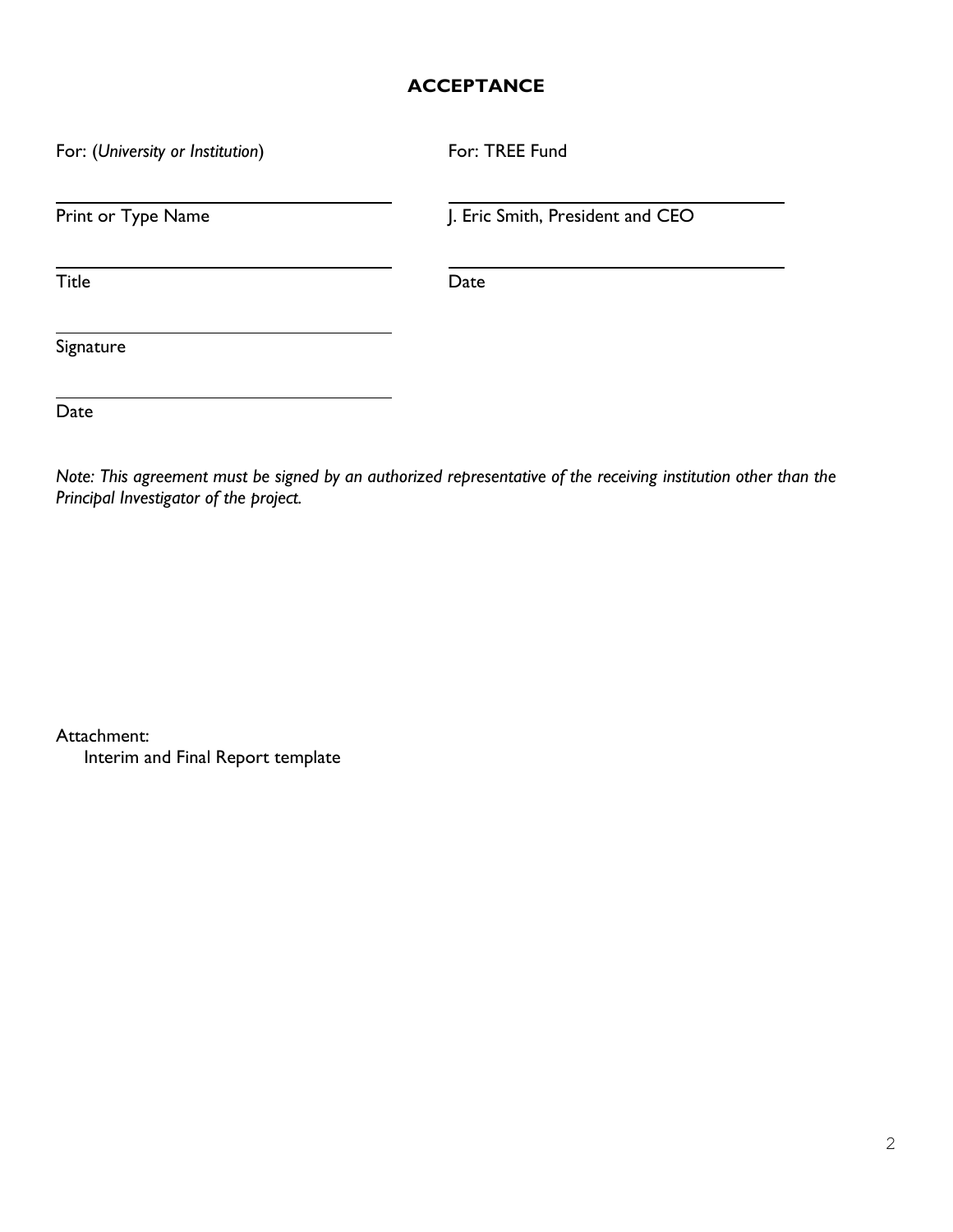## ACCEPTANCE

| | |
|---|---|
| For: (*University or Institution*) | For: TREE Fund |
| \_\_\_\_\_\_\_\_\_\_\_\_\_\_\_\_\_\_\_\_\_\_\_\_\_\_\_\_ | \_\_\_\_\_\_\_\_\_\_\_\_\_\_\_\_\_\_\_\_\_\_\_\_\_\_\_\_ |
| Print or Type Name | J. Eric Smith, President and CEO |
| \_\_\_\_\_\_\_\_\_\_\_\_\_\_\_\_\_\_\_\_\_\_\_\_\_\_\_\_ | \_\_\_\_\_\_\_\_\_\_\_\_\_\_\_\_\_\_\_\_\_\_\_\_\_\_\_\_ |
| Title | Date |
| \_\_\_\_\_\_\_\_\_\_\_\_\_\_\_\_\_\_\_\_\_\_\_\_\_\_\_\_ | |
| Signature | |
| \_\_\_\_\_\_\_\_\_\_\_\_\_\_\_\_\_\_\_\_\_\_\_\_\_\_\_\_ | |
| Date | |

*Note: This agreement must be signed by an authorized representative of the receiving institution other than the Principal Investigator of the project.*

Attachment:
  Interim and Final Report template